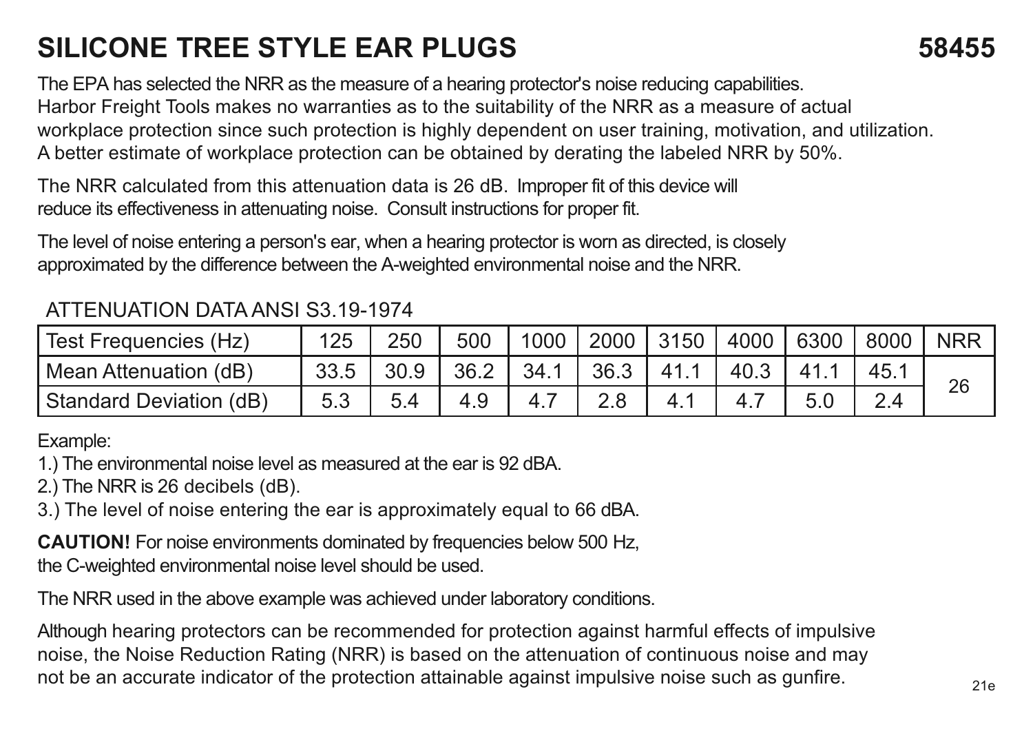# SILICONE TREE STYLE EAR PLUGS 58455

The EPA has selected the NRR as the measure of a hearing protector's noise reducing capabilities. Harbor Freight Tools makes no warranties as to the suitability of the NRR as a measure of actual workplace protection since such protection is highly dependent on user training, motivation, and utilization. A better estimate of workplace protection can be obtained by derating the labeled NRR by 50%.

The NRR calculated from this attenuation data is 26 dB. Improper fit of this device will reduce its effectiveness in attenuating noise. Consult instructions for proper fit.

The level of noise entering a person's ear, when a hearing protector is worn as directed, is closely approximated by the difference between the A-weighted environmental noise and the NRR.

ATTENUATION DATA ANSI S3.19-1974

| Test Frequencies (Hz) | 125 | 250 | 500 | 1000 | 2000 | 3150 | 4000 | 6300 | 8000 | NRR |
|---|---|---|---|---|---|---|---|---|---|---|
| Mean Attenuation (dB) | 33.5 | 30.9 | 36.2 | 34.1 | 36.3 | 41.1 | 40.3 | 41.1 | 45.1 | 26 |
| Standard Deviation (dB) | 5.3 | 5.4 | 4.9 | 4.7 | 2.8 | 4.1 | 4.7 | 5.0 | 2.4 | |

Example:

1.) The environmental noise level as measured at the ear is 92 dBA.
2.) The NRR is 26 decibels (dB).
3.) The level of noise entering the ear is approximately equal to 66 dBA.

**CAUTION!** For noise environments dominated by frequencies below 500 Hz, the C-weighted environmental noise level should be used.

The NRR used in the above example was achieved under laboratory conditions.

Although hearing protectors can be recommended for protection against harmful effects of impulsive noise, the Noise Reduction Rating (NRR) is based on the attenuation of continuous noise and may not be an accurate indicator of the protection attainable against impulsive noise such as gunfire.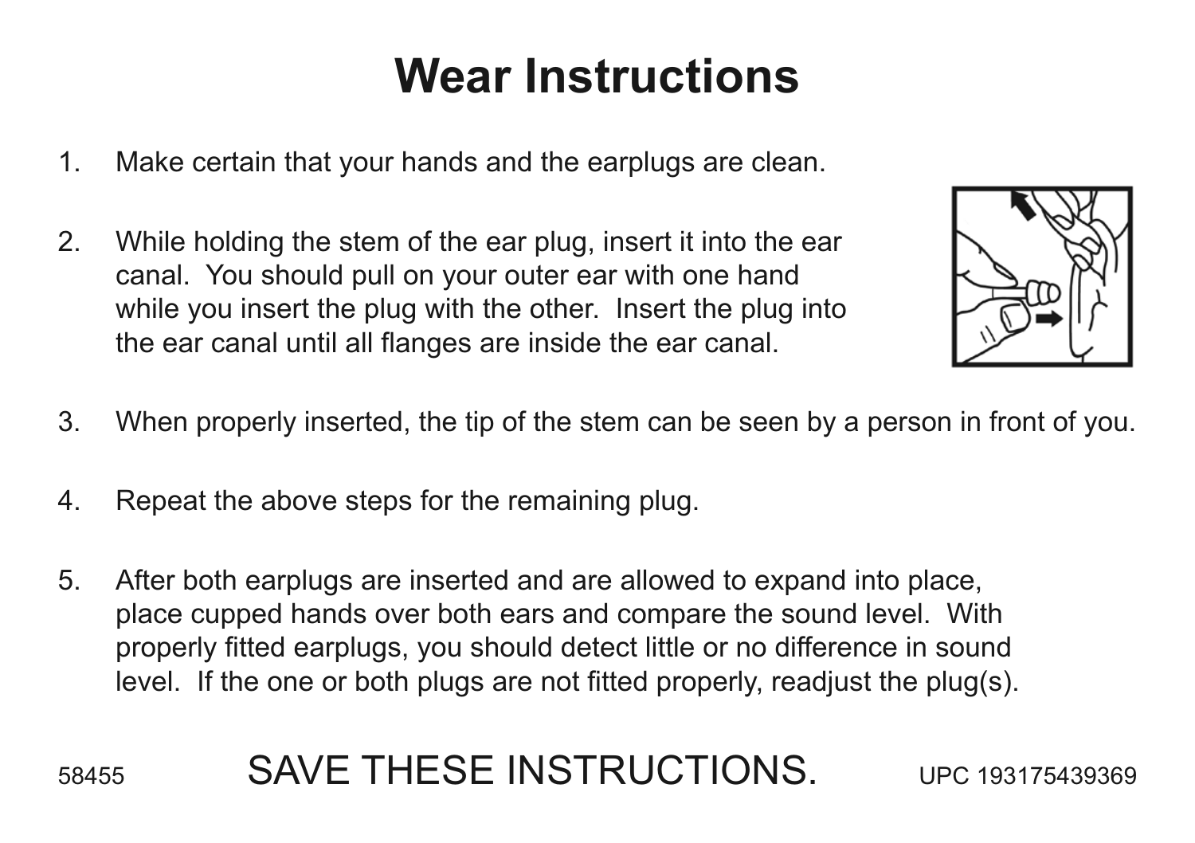# Wear Instructions

1. Make certain that your hands and the earplugs are clean.

2. While holding the stem of the ear plug, insert it into the ear canal. You should pull on your outer ear with one hand while you insert the plug with the other. Insert the plug into the ear canal until all flanges are inside the ear canal.

3. When properly inserted, the tip of the stem can be seen by a person in front of you.

4. Repeat the above steps for the remaining plug.

5. After both earplugs are inserted and are allowed to expand into place, place cupped hands over both ears and compare the sound level. With properly fitted earplugs, you should detect little or no difference in sound level. If the one or both plugs are not fitted properly, readjust the plug(s).

58455 SAVE THESE INSTRUCTIONS. UPC 193175439369